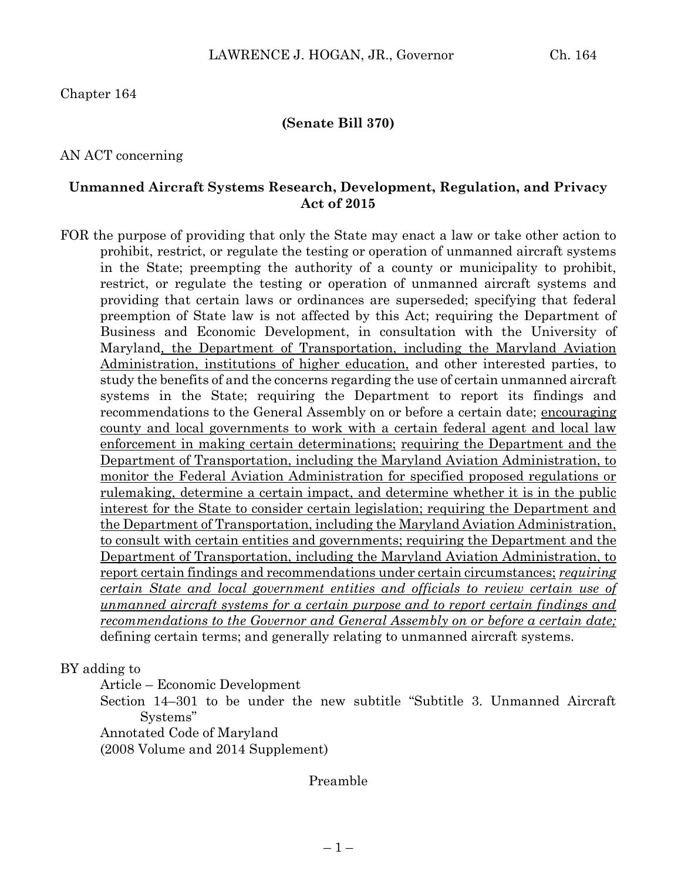Chapter 164

**(Senate Bill 370)**

AN ACT concerning

## Unmanned Aircraft Systems Research, Development, Regulation, and Privacy Act of 2015

FOR the purpose of providing that only the State may enact a law or take other action to prohibit, restrict, or regulate the testing or operation of unmanned aircraft systems in the State; preempting the authority of a county or municipality to prohibit, restrict, or regulate the testing or operation of unmanned aircraft systems and providing that certain laws or ordinances are superseded; specifying that federal preemption of State law is not affected by this Act; requiring the Department of Business and Economic Development, in consultation with the University of Maryland, the Department of Transportation, including the Maryland Aviation Administration, institutions of higher education, and other interested parties, to study the benefits of and the concerns regarding the use of certain unmanned aircraft systems in the State; requiring the Department to report its findings and recommendations to the General Assembly on or before a certain date; encouraging county and local governments to work with a certain federal agent and local law enforcement in making certain determinations; requiring the Department and the Department of Transportation, including the Maryland Aviation Administration, to monitor the Federal Aviation Administration for specified proposed regulations or rulemaking, determine a certain impact, and determine whether it is in the public interest for the State to consider certain legislation; requiring the Department and the Department of Transportation, including the Maryland Aviation Administration, to consult with certain entities and governments; requiring the Department and the Department of Transportation, including the Maryland Aviation Administration, to report certain findings and recommendations under certain circumstances; *requiring certain State and local government entities and officials to review certain use of unmanned aircraft systems for a certain purpose and to report certain findings and recommendations to the Governor and General Assembly on or before a certain date;* defining certain terms; and generally relating to unmanned aircraft systems.

BY adding to
Article – Economic Development
Section 14–301 to be under the new subtitle "Subtitle 3. Unmanned Aircraft Systems"
Annotated Code of Maryland
(2008 Volume and 2014 Supplement)

Preamble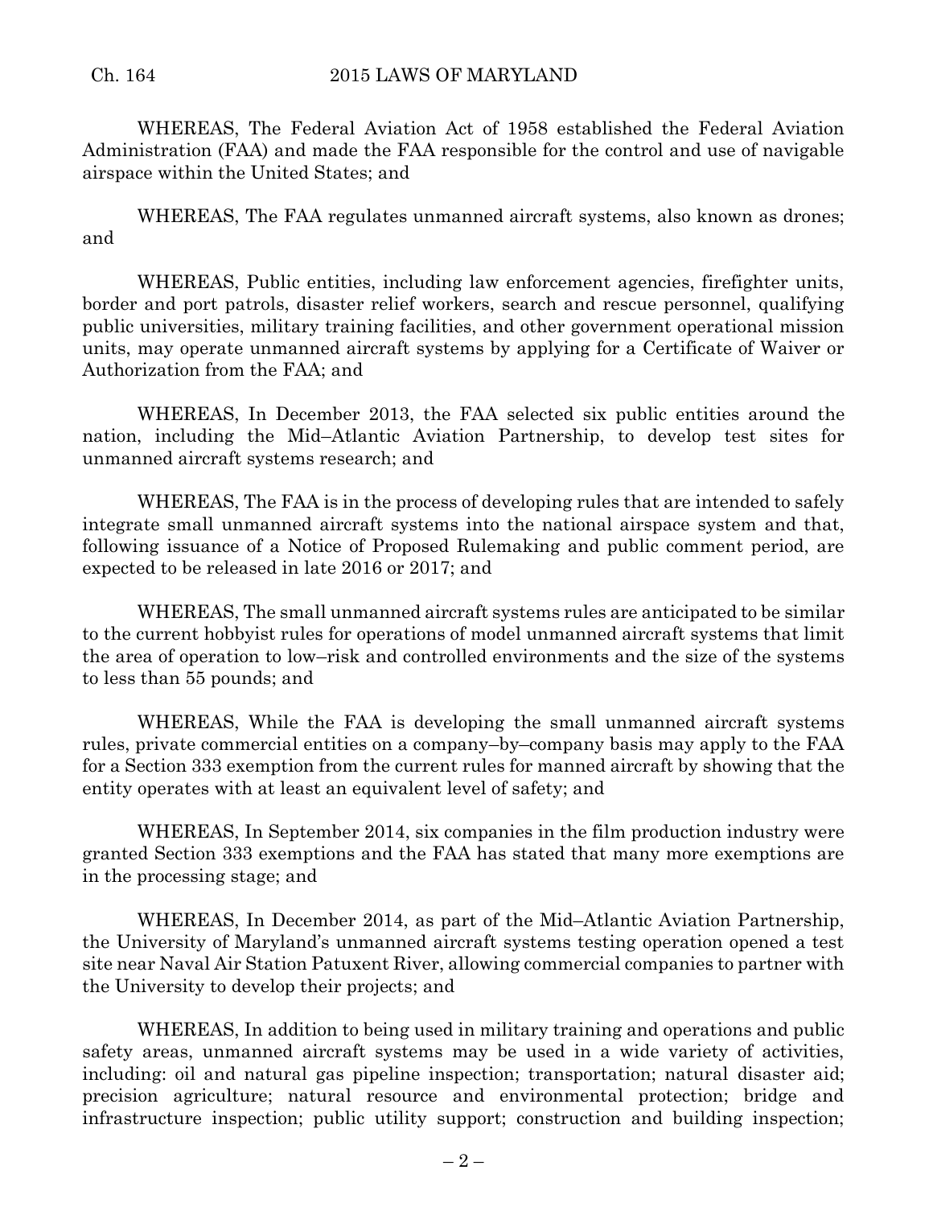WHEREAS, The Federal Aviation Act of 1958 established the Federal Aviation Administration (FAA) and made the FAA responsible for the control and use of navigable airspace within the United States; and

WHEREAS, The FAA regulates unmanned aircraft systems, also known as drones; and

WHEREAS, Public entities, including law enforcement agencies, firefighter units, border and port patrols, disaster relief workers, search and rescue personnel, qualifying public universities, military training facilities, and other government operational mission units, may operate unmanned aircraft systems by applying for a Certificate of Waiver or Authorization from the FAA; and

WHEREAS, In December 2013, the FAA selected six public entities around the nation, including the Mid–Atlantic Aviation Partnership, to develop test sites for unmanned aircraft systems research; and

WHEREAS, The FAA is in the process of developing rules that are intended to safely integrate small unmanned aircraft systems into the national airspace system and that, following issuance of a Notice of Proposed Rulemaking and public comment period, are expected to be released in late 2016 or 2017; and

WHEREAS, The small unmanned aircraft systems rules are anticipated to be similar to the current hobbyist rules for operations of model unmanned aircraft systems that limit the area of operation to low–risk and controlled environments and the size of the systems to less than 55 pounds; and

WHEREAS, While the FAA is developing the small unmanned aircraft systems rules, private commercial entities on a company–by–company basis may apply to the FAA for a Section 333 exemption from the current rules for manned aircraft by showing that the entity operates with at least an equivalent level of safety; and

WHEREAS, In September 2014, six companies in the film production industry were granted Section 333 exemptions and the FAA has stated that many more exemptions are in the processing stage; and

WHEREAS, In December 2014, as part of the Mid–Atlantic Aviation Partnership, the University of Maryland's unmanned aircraft systems testing operation opened a test site near Naval Air Station Patuxent River, allowing commercial companies to partner with the University to develop their projects; and

WHEREAS, In addition to being used in military training and operations and public safety areas, unmanned aircraft systems may be used in a wide variety of activities, including: oil and natural gas pipeline inspection; transportation; natural disaster aid; precision agriculture; natural resource and environmental protection; bridge and infrastructure inspection; public utility support; construction and building inspection;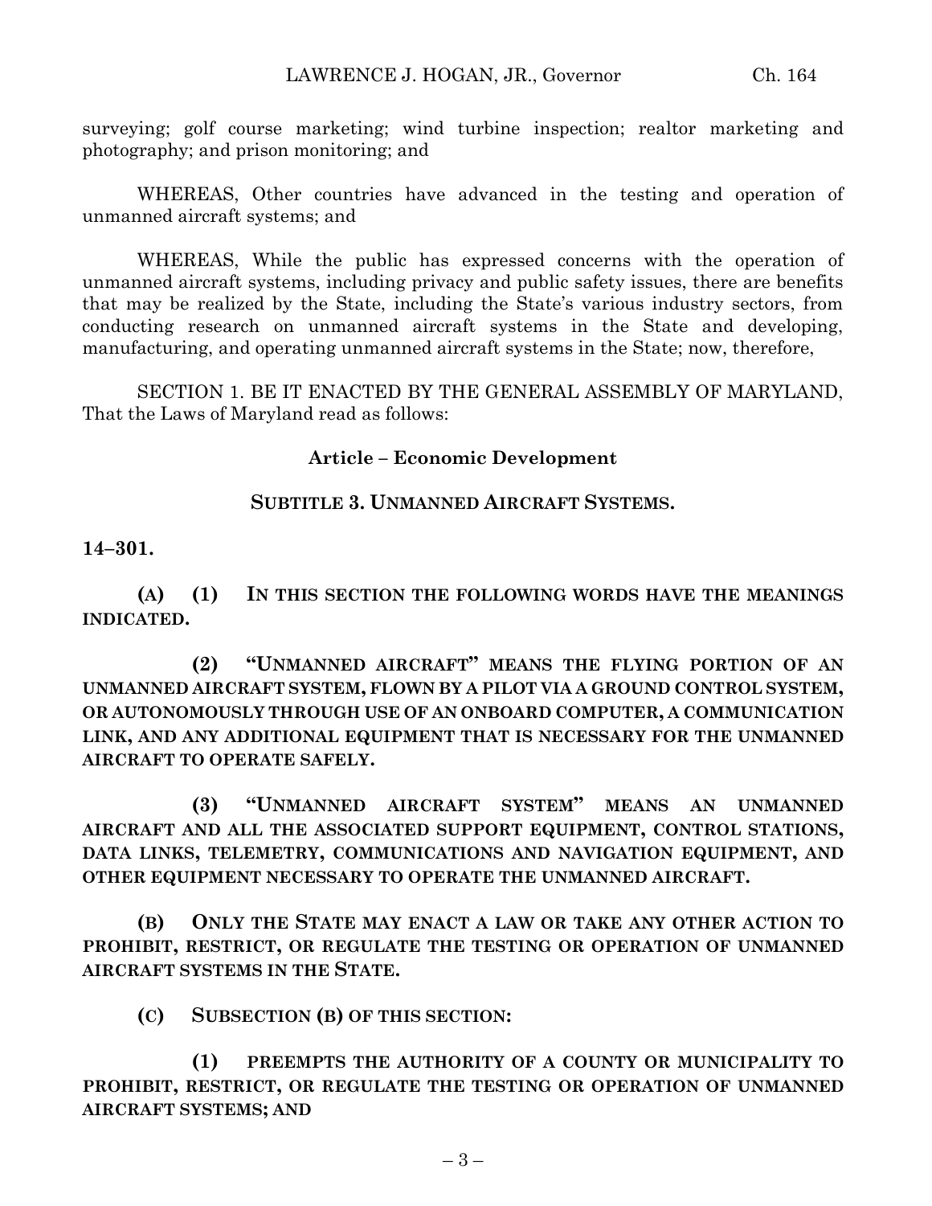surveying; golf course marketing; wind turbine inspection; realtor marketing and photography; and prison monitoring; and

WHEREAS, Other countries have advanced in the testing and operation of unmanned aircraft systems; and

WHEREAS, While the public has expressed concerns with the operation of unmanned aircraft systems, including privacy and public safety issues, there are benefits that may be realized by the State, including the State's various industry sectors, from conducting research on unmanned aircraft systems in the State and developing, manufacturing, and operating unmanned aircraft systems in the State; now, therefore,

SECTION 1. BE IT ENACTED BY THE GENERAL ASSEMBLY OF MARYLAND, That the Laws of Maryland read as follows:

**Article – Economic Development**

**SUBTITLE 3. UNMANNED AIRCRAFT SYSTEMS.**

**14–301.**

**(A) (1) IN THIS SECTION THE FOLLOWING WORDS HAVE THE MEANINGS INDICATED.**

**(2) "UNMANNED AIRCRAFT" MEANS THE FLYING PORTION OF AN UNMANNED AIRCRAFT SYSTEM, FLOWN BY A PILOT VIA A GROUND CONTROL SYSTEM, OR AUTONOMOUSLY THROUGH USE OF AN ONBOARD COMPUTER, A COMMUNICATION LINK, AND ANY ADDITIONAL EQUIPMENT THAT IS NECESSARY FOR THE UNMANNED AIRCRAFT TO OPERATE SAFELY.**

**(3) "UNMANNED AIRCRAFT SYSTEM" MEANS AN UNMANNED AIRCRAFT AND ALL THE ASSOCIATED SUPPORT EQUIPMENT, CONTROL STATIONS, DATA LINKS, TELEMETRY, COMMUNICATIONS AND NAVIGATION EQUIPMENT, AND OTHER EQUIPMENT NECESSARY TO OPERATE THE UNMANNED AIRCRAFT.**

**(B) ONLY THE STATE MAY ENACT A LAW OR TAKE ANY OTHER ACTION TO PROHIBIT, RESTRICT, OR REGULATE THE TESTING OR OPERATION OF UNMANNED AIRCRAFT SYSTEMS IN THE STATE.**

**(C) SUBSECTION (B) OF THIS SECTION:**

**(1) PREEMPTS THE AUTHORITY OF A COUNTY OR MUNICIPALITY TO PROHIBIT, RESTRICT, OR REGULATE THE TESTING OR OPERATION OF UNMANNED AIRCRAFT SYSTEMS; AND**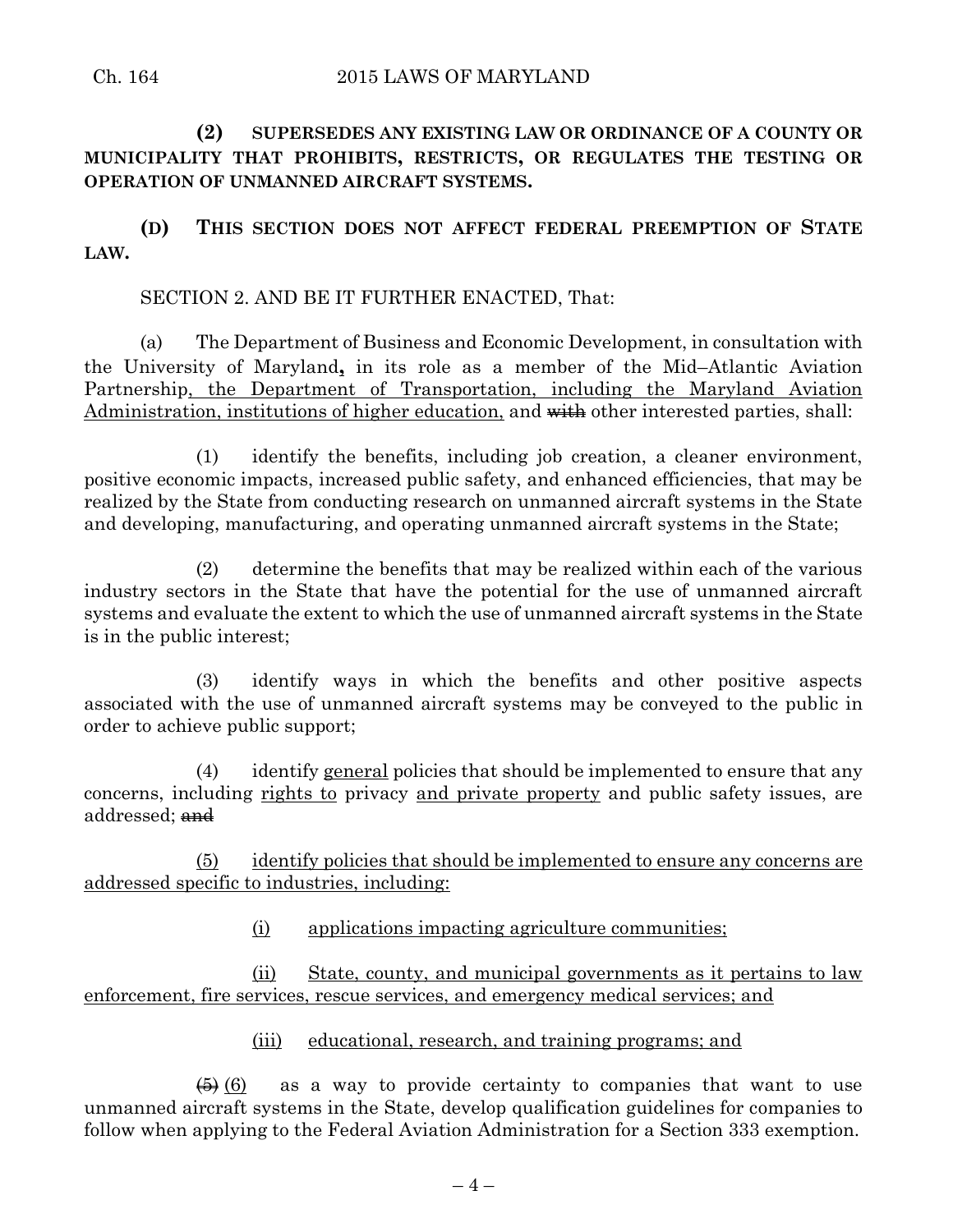**(2) SUPERSEDES ANY EXISTING LAW OR ORDINANCE OF A COUNTY OR MUNICIPALITY THAT PROHIBITS, RESTRICTS, OR REGULATES THE TESTING OR OPERATION OF UNMANNED AIRCRAFT SYSTEMS.**

**(D) THIS SECTION DOES NOT AFFECT FEDERAL PREEMPTION OF STATE LAW.**

SECTION 2. AND BE IT FURTHER ENACTED, That:

(a) The Department of Business and Economic Development, in consultation with the University of Maryland**,** in its role as a member of the Mid–Atlantic Aviation Partnership, the Department of Transportation, including the Maryland Aviation Administration, institutions of higher education, and ~~with~~ other interested parties, shall:

(1) identify the benefits, including job creation, a cleaner environment, positive economic impacts, increased public safety, and enhanced efficiencies, that may be realized by the State from conducting research on unmanned aircraft systems in the State and developing, manufacturing, and operating unmanned aircraft systems in the State;

(2) determine the benefits that may be realized within each of the various industry sectors in the State that have the potential for the use of unmanned aircraft systems and evaluate the extent to which the use of unmanned aircraft systems in the State is in the public interest;

(3) identify ways in which the benefits and other positive aspects associated with the use of unmanned aircraft systems may be conveyed to the public in order to achieve public support;

(4) identify general policies that should be implemented to ensure that any concerns, including rights to privacy and private property and public safety issues, are addressed; ~~and~~

(5) identify policies that should be implemented to ensure any concerns are addressed specific to industries, including:

(i) applications impacting agriculture communities;

(ii) State, county, and municipal governments as it pertains to law enforcement, fire services, rescue services, and emergency medical services; and

(iii) educational, research, and training programs; and

~~(5)~~ (6) as a way to provide certainty to companies that want to use unmanned aircraft systems in the State, develop qualification guidelines for companies to follow when applying to the Federal Aviation Administration for a Section 333 exemption.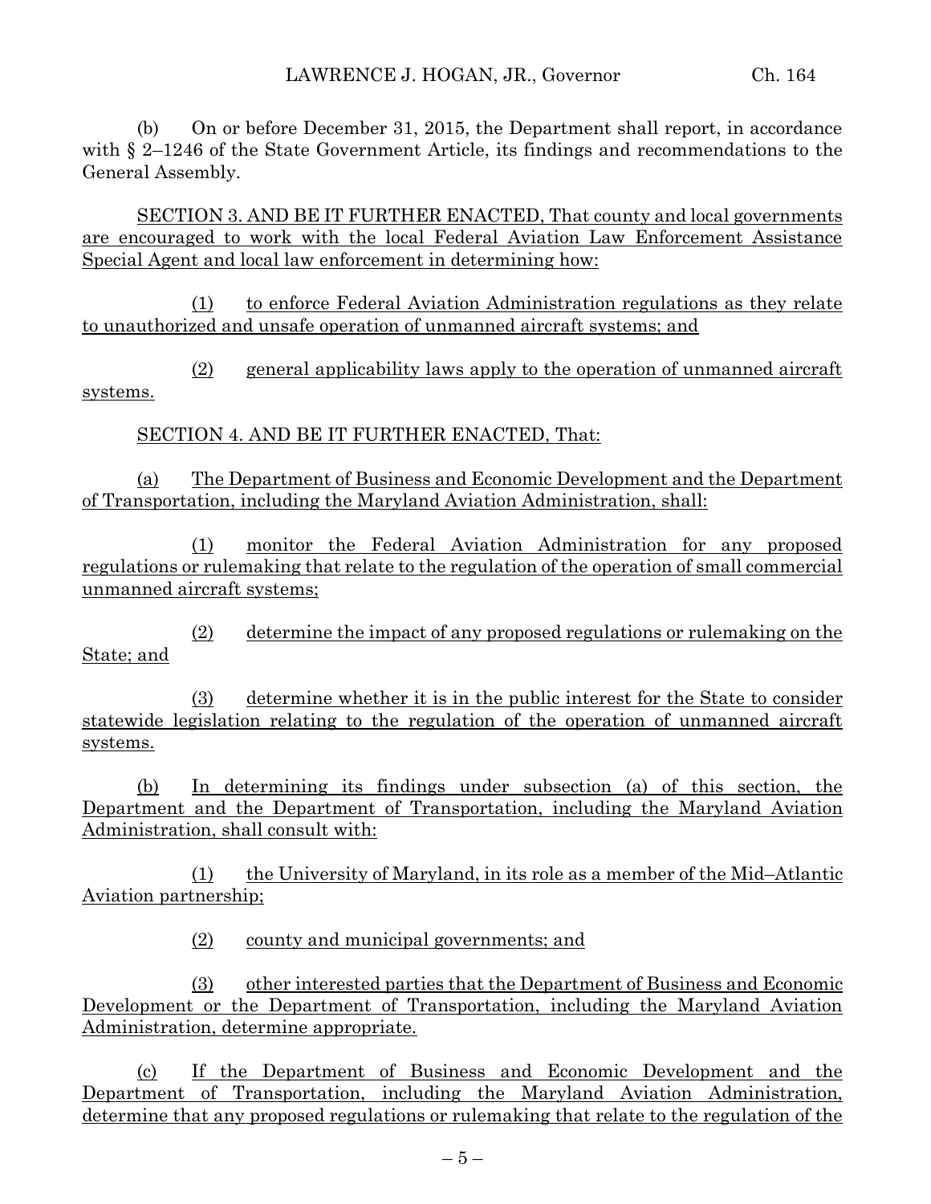(b) On or before December 31, 2015, the Department shall report, in accordance with § 2–1246 of the State Government Article, its findings and recommendations to the General Assembly.

<u>SECTION 3. AND BE IT FURTHER ENACTED, That county and local governments are encouraged to work with the local Federal Aviation Law Enforcement Assistance Special Agent and local law enforcement in determining how:</u>

<u>(1) to enforce Federal Aviation Administration regulations as they relate to unauthorized and unsafe operation of unmanned aircraft systems; and</u>

<u>(2) general applicability laws apply to the operation of unmanned aircraft systems.</u>

<u>SECTION 4. AND BE IT FURTHER ENACTED, That:</u>

<u>(a) The Department of Business and Economic Development and the Department of Transportation, including the Maryland Aviation Administration, shall:</u>

<u>(1) monitor the Federal Aviation Administration for any proposed regulations or rulemaking that relate to the regulation of the operation of small commercial unmanned aircraft systems;</u>

<u>(2) determine the impact of any proposed regulations or rulemaking on the State; and</u>

<u>(3) determine whether it is in the public interest for the State to consider statewide legislation relating to the regulation of the operation of unmanned aircraft systems.</u>

<u>(b) In determining its findings under subsection (a) of this section, the Department and the Department of Transportation, including the Maryland Aviation Administration, shall consult with:</u>

<u>(1) the University of Maryland, in its role as a member of the Mid–Atlantic Aviation partnership;</u>

<u>(2) county and municipal governments; and</u>

<u>(3) other interested parties that the Department of Business and Economic Development or the Department of Transportation, including the Maryland Aviation Administration, determine appropriate.</u>

<u>(c) If the Department of Business and Economic Development and the Department of Transportation, including the Maryland Aviation Administration, determine that any proposed regulations or rulemaking that relate to the regulation of the</u>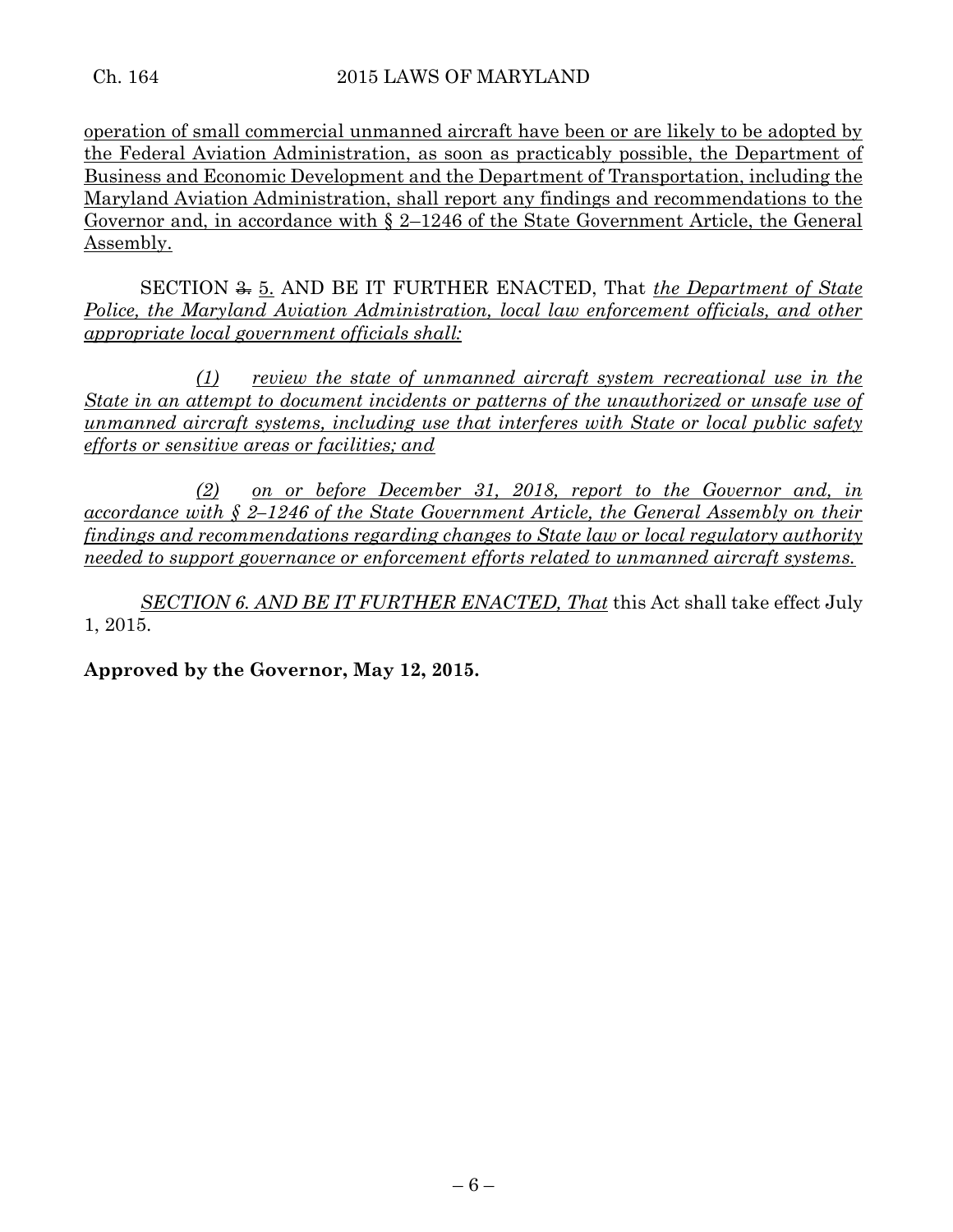operation of small commercial unmanned aircraft have been or are likely to be adopted by the Federal Aviation Administration, as soon as practicably possible, the Department of Business and Economic Development and the Department of Transportation, including the Maryland Aviation Administration, shall report any findings and recommendations to the Governor and, in accordance with § 2–1246 of the State Government Article, the General Assembly.

SECTION ~~3.~~ 5. AND BE IT FURTHER ENACTED, That *the Department of State Police, the Maryland Aviation Administration, local law enforcement officials, and other appropriate local government officials shall:*

*(1) review the state of unmanned aircraft system recreational use in the State in an attempt to document incidents or patterns of the unauthorized or unsafe use of unmanned aircraft systems, including use that interferes with State or local public safety efforts or sensitive areas or facilities; and*

*(2) on or before December 31, 2018, report to the Governor and, in accordance with § 2–1246 of the State Government Article, the General Assembly on their findings and recommendations regarding changes to State law or local regulatory authority needed to support governance or enforcement efforts related to unmanned aircraft systems.*

*SECTION 6. AND BE IT FURTHER ENACTED, That* this Act shall take effect July 1, 2015.

**Approved by the Governor, May 12, 2015.**